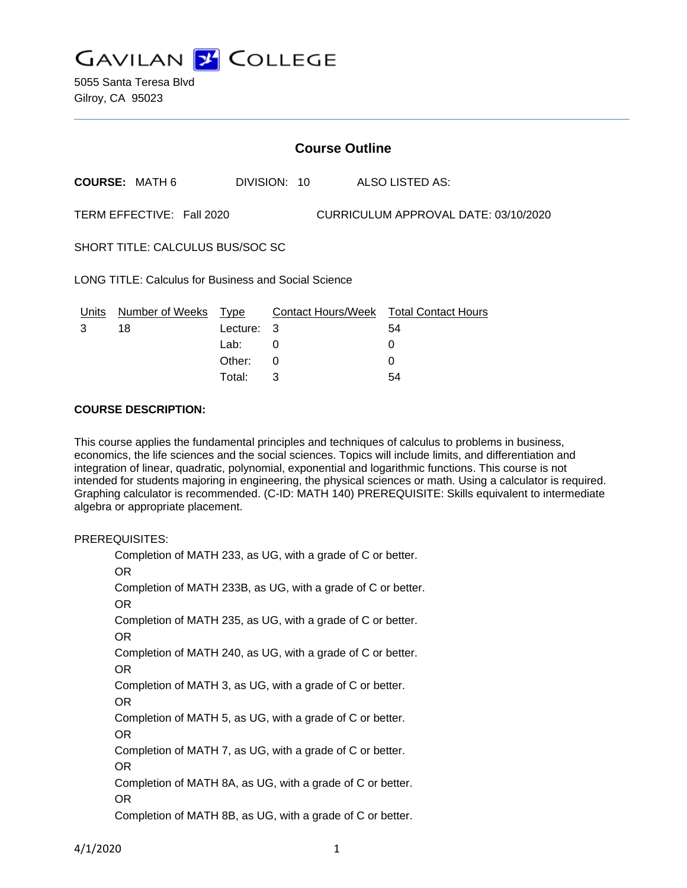# GAVILAN COLLEGE

5055 Santa Teresa Blvd
Gilroy, CA 95023

## Course Outline

**COURSE:** MATH 6 DIVISION: 10 ALSO LISTED AS:

TERM EFFECTIVE: Fall 2020 CURRICULUM APPROVAL DATE: 03/10/2020

SHORT TITLE: CALCULUS BUS/SOC SC

LONG TITLE: Calculus for Business and Social Science

| Units | Number of Weeks | Type | Contact Hours/Week | Total Contact Hours |
|---|---|---|---|---|
| 3 | 18 | Lecture: | 3 | 54 |
| | | Lab: | 0 | 0 |
| | | Other: | 0 | 0 |
| | | Total: | 3 | 54 |

**COURSE DESCRIPTION:**

This course applies the fundamental principles and techniques of calculus to problems in business, economics, the life sciences and the social sciences. Topics will include limits, and differentiation and integration of linear, quadratic, polynomial, exponential and logarithmic functions. This course is not intended for students majoring in engineering, the physical sciences or math. Using a calculator is required. Graphing calculator is recommended. (C-ID: MATH 140) PREREQUISITE: Skills equivalent to intermediate algebra or appropriate placement.

PREREQUISITES:

Completion of MATH 233, as UG, with a grade of C or better.
OR
Completion of MATH 233B, as UG, with a grade of C or better.
OR
Completion of MATH 235, as UG, with a grade of C or better.
OR
Completion of MATH 240, as UG, with a grade of C or better.
OR
Completion of MATH 3, as UG, with a grade of C or better.
OR
Completion of MATH 5, as UG, with a grade of C or better.
OR
Completion of MATH 7, as UG, with a grade of C or better.
OR
Completion of MATH 8A, as UG, with a grade of C or better.
OR
Completion of MATH 8B, as UG, with a grade of C or better.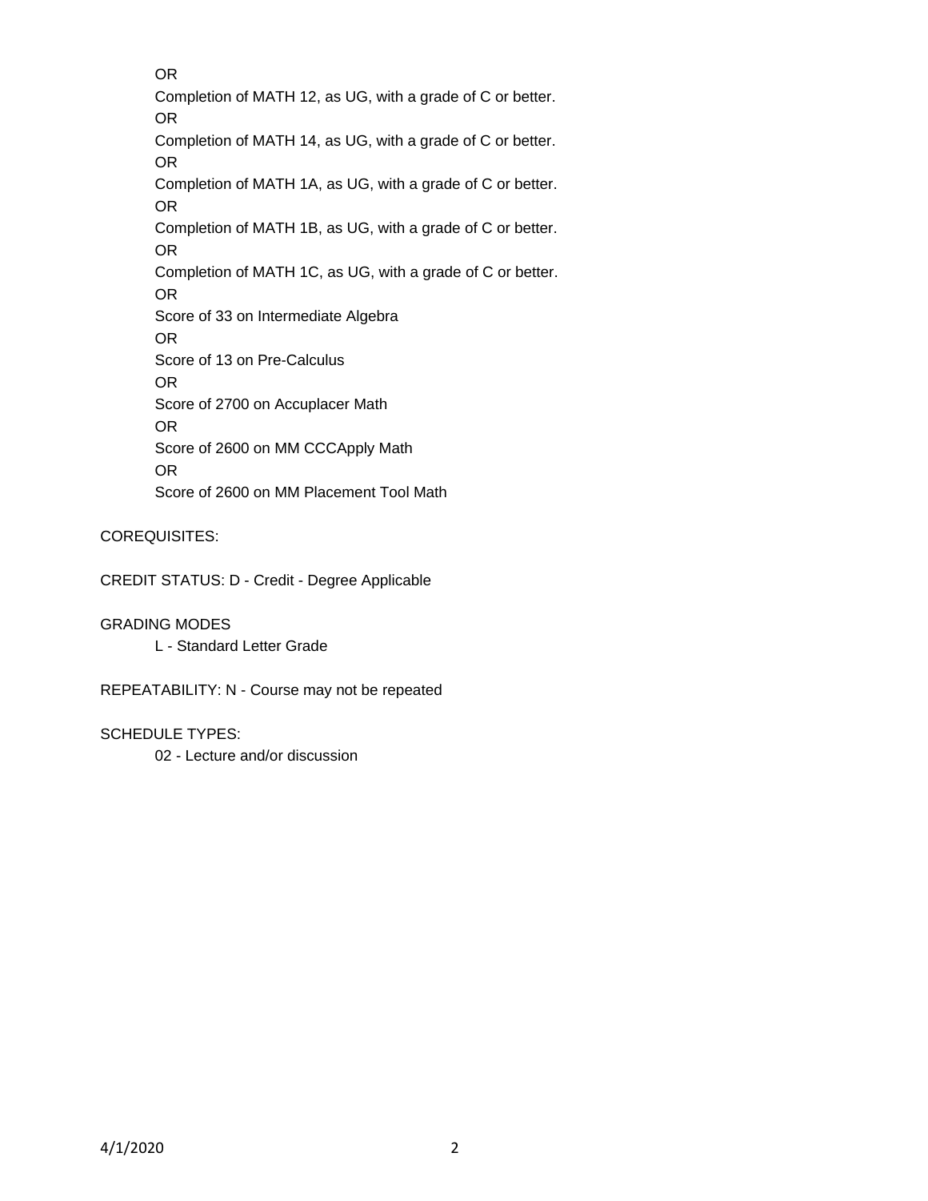OR

Completion of MATH 12, as UG, with a grade of C or better.

OR

Completion of MATH 14, as UG, with a grade of C or better.

OR

Completion of MATH 1A, as UG, with a grade of C or better.

OR

Completion of MATH 1B, as UG, with a grade of C or better.

OR

Completion of MATH 1C, as UG, with a grade of C or better.

OR

Score of 33 on Intermediate Algebra

OR

Score of 13 on Pre-Calculus

OR

Score of 2700 on Accuplacer Math

OR

Score of 2600 on MM CCCApply Math

OR

Score of 2600 on MM Placement Tool Math

COREQUISITES:

CREDIT STATUS: D - Credit - Degree Applicable

GRADING MODES

L - Standard Letter Grade

REPEATABILITY: N - Course may not be repeated

SCHEDULE TYPES:

02 - Lecture and/or discussion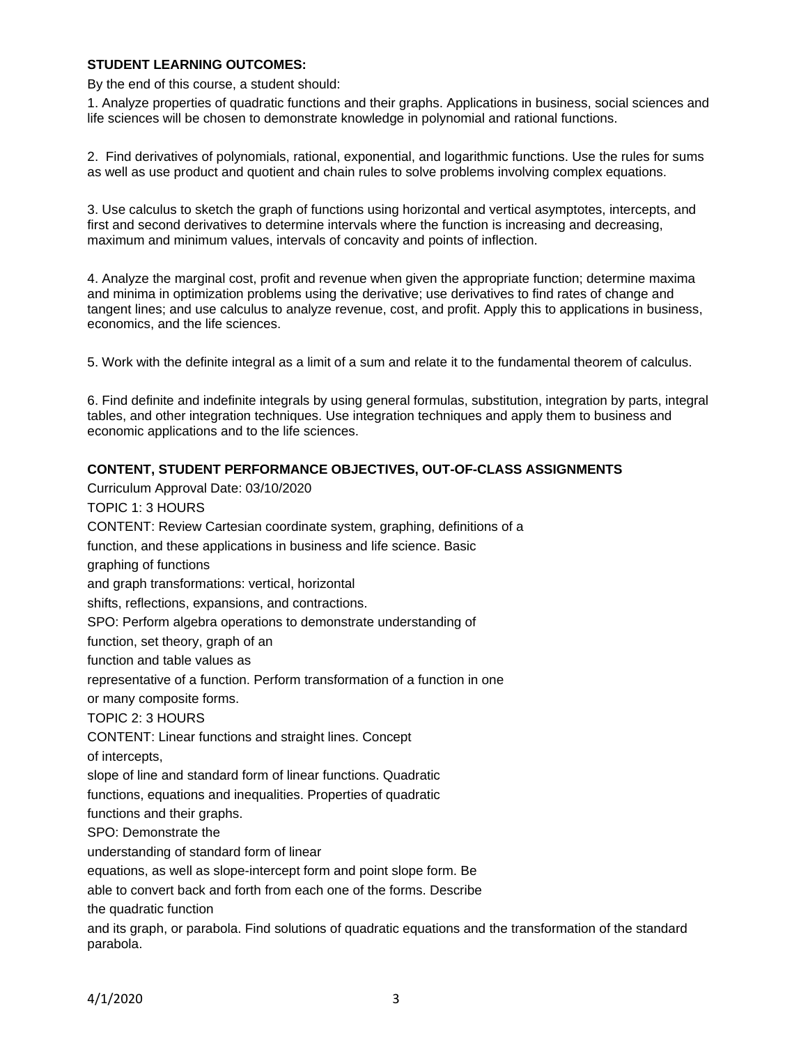**STUDENT LEARNING OUTCOMES:**

By the end of this course, a student should:

1. Analyze properties of quadratic functions and their graphs. Applications in business, social sciences and life sciences will be chosen to demonstrate knowledge in polynomial and rational functions.

2. Find derivatives of polynomials, rational, exponential, and logarithmic functions. Use the rules for sums as well as use product and quotient and chain rules to solve problems involving complex equations.

3. Use calculus to sketch the graph of functions using horizontal and vertical asymptotes, intercepts, and first and second derivatives to determine intervals where the function is increasing and decreasing, maximum and minimum values, intervals of concavity and points of inflection.

4. Analyze the marginal cost, profit and revenue when given the appropriate function; determine maxima and minima in optimization problems using the derivative; use derivatives to find rates of change and tangent lines; and use calculus to analyze revenue, cost, and profit. Apply this to applications in business, economics, and the life sciences.

5. Work with the definite integral as a limit of a sum and relate it to the fundamental theorem of calculus.

6. Find definite and indefinite integrals by using general formulas, substitution, integration by parts, integral tables, and other integration techniques. Use integration techniques and apply them to business and economic applications and to the life sciences.

**CONTENT, STUDENT PERFORMANCE OBJECTIVES, OUT-OF-CLASS ASSIGNMENTS**

Curriculum Approval Date: 03/10/2020

TOPIC 1: 3 HOURS

CONTENT: Review Cartesian coordinate system, graphing, definitions of a function, and these applications in business and life science. Basic graphing of functions and graph transformations: vertical, horizontal shifts, reflections, expansions, and contractions.

SPO: Perform algebra operations to demonstrate understanding of function, set theory, graph of an function and table values as representative of a function. Perform transformation of a function in one or many composite forms.

TOPIC 2: 3 HOURS

CONTENT: Linear functions and straight lines. Concept of intercepts, slope of line and standard form of linear functions. Quadratic functions, equations and inequalities. Properties of quadratic functions and their graphs.

SPO: Demonstrate the understanding of standard form of linear equations, as well as slope-intercept form and point slope form. Be able to convert back and forth from each one of the forms. Describe the quadratic function and its graph, or parabola. Find solutions of quadratic equations and the transformation of the standard parabola.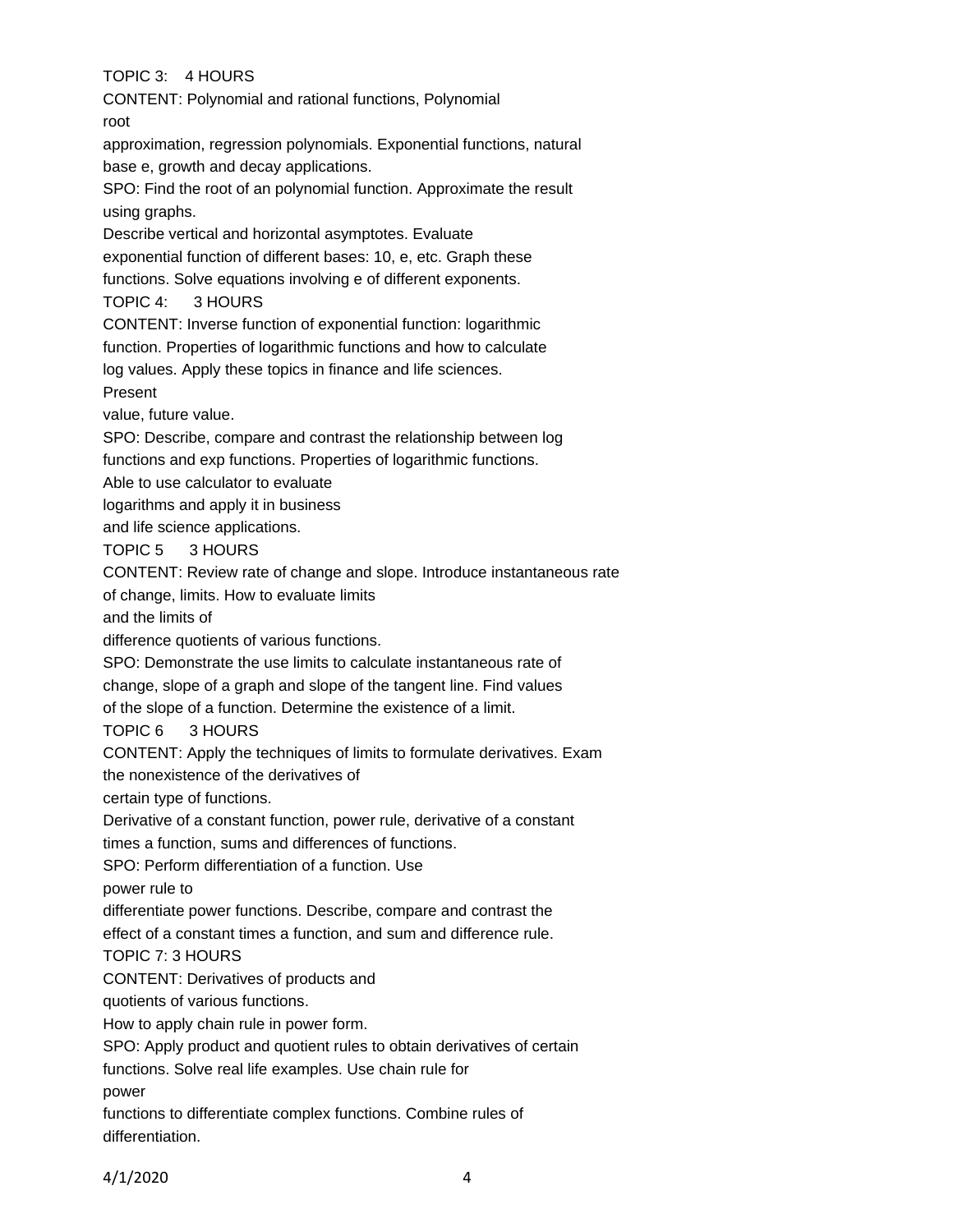TOPIC 3: 4 HOURS

CONTENT: Polynomial and rational functions, Polynomial root approximation, regression polynomials. Exponential functions, natural base e, growth and decay applications.

SPO: Find the root of an polynomial function. Approximate the result using graphs.
Describe vertical and horizontal asymptotes. Evaluate exponential function of different bases: 10, e, etc. Graph these functions. Solve equations involving e of different exponents.

TOPIC 4: 3 HOURS

CONTENT: Inverse function of exponential function: logarithmic function. Properties of logarithmic functions and how to calculate log values. Apply these topics in finance and life sciences. Present value, future value.

SPO: Describe, compare and contrast the relationship between log functions and exp functions. Properties of logarithmic functions.
Able to use calculator to evaluate logarithms and apply it in business and life science applications.

TOPIC 5 3 HOURS

CONTENT: Review rate of change and slope. Introduce instantaneous rate of change, limits. How to evaluate limits and the limits of difference quotients of various functions.

SPO: Demonstrate the use limits to calculate instantaneous rate of change, slope of a graph and slope of the tangent line. Find values of the slope of a function. Determine the existence of a limit.

TOPIC 6 3 HOURS

CONTENT: Apply the techniques of limits to formulate derivatives. Exam the nonexistence of the derivatives of certain type of functions.
Derivative of a constant function, power rule, derivative of a constant times a function, sums and differences of functions.

SPO: Perform differentiation of a function. Use power rule to differentiate power functions. Describe, compare and contrast the effect of a constant times a function, and sum and difference rule.

TOPIC 7: 3 HOURS

CONTENT: Derivatives of products and quotients of various functions.
How to apply chain rule in power form.

SPO: Apply product and quotient rules to obtain derivatives of certain functions. Solve real life examples. Use chain rule for power functions to differentiate complex functions. Combine rules of differentiation.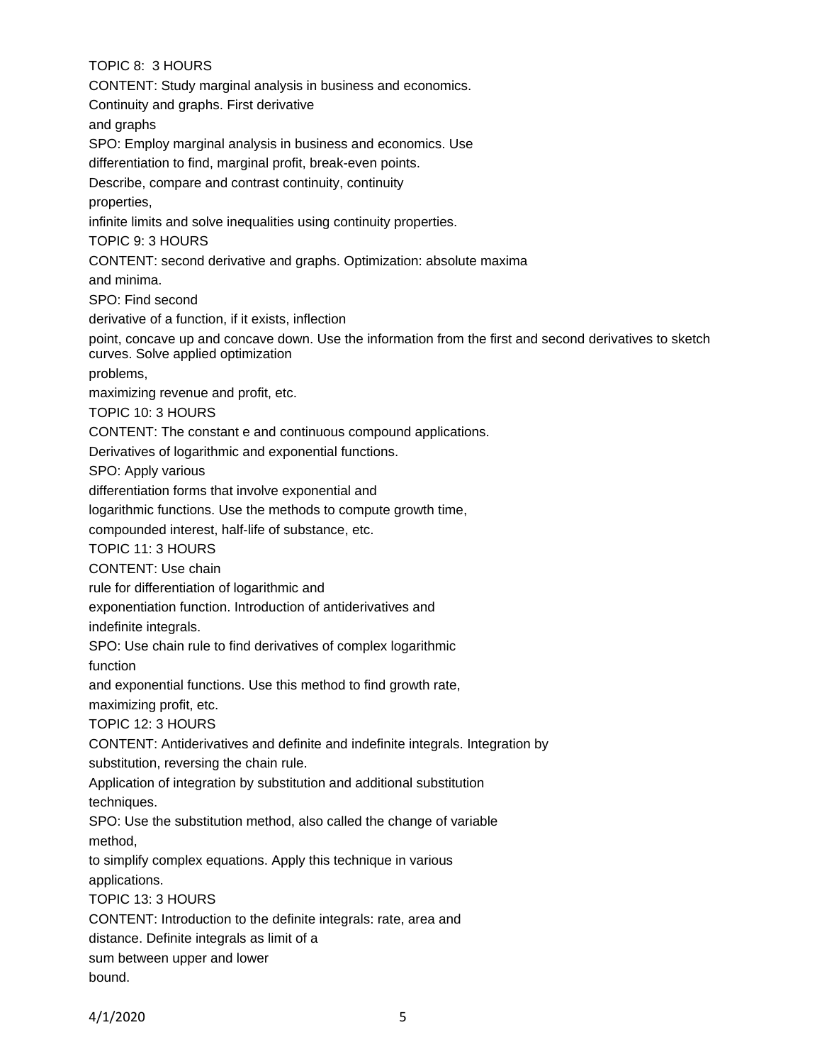TOPIC 8: 3 HOURS

CONTENT: Study marginal analysis in business and economics. Continuity and graphs. First derivative and graphs

SPO: Employ marginal analysis in business and economics. Use differentiation to find, marginal profit, break-even points. Describe, compare and contrast continuity, continuity properties, infinite limits and solve inequalities using continuity properties.

TOPIC 9: 3 HOURS

CONTENT: second derivative and graphs. Optimization: absolute maxima and minima.

SPO: Find second derivative of a function, if it exists, inflection point, concave up and concave down. Use the information from the first and second derivatives to sketch curves. Solve applied optimization problems, maximizing revenue and profit, etc.

TOPIC 10: 3 HOURS

CONTENT: The constant e and continuous compound applications. Derivatives of logarithmic and exponential functions.

SPO: Apply various differentiation forms that involve exponential and logarithmic functions. Use the methods to compute growth time, compounded interest, half-life of substance, etc.

TOPIC 11: 3 HOURS

CONTENT: Use chain rule for differentiation of logarithmic and exponentiation function. Introduction of antiderivatives and indefinite integrals.

SPO: Use chain rule to find derivatives of complex logarithmic function and exponential functions. Use this method to find growth rate, maximizing profit, etc.

TOPIC 12: 3 HOURS

CONTENT: Antiderivatives and definite and indefinite integrals. Integration by substitution, reversing the chain rule. Application of integration by substitution and additional substitution techniques.

SPO: Use the substitution method, also called the change of variable method, to simplify complex equations. Apply this technique in various applications.

TOPIC 13: 3 HOURS

CONTENT: Introduction to the definite integrals: rate, area and distance. Definite integrals as limit of a sum between upper and lower bound.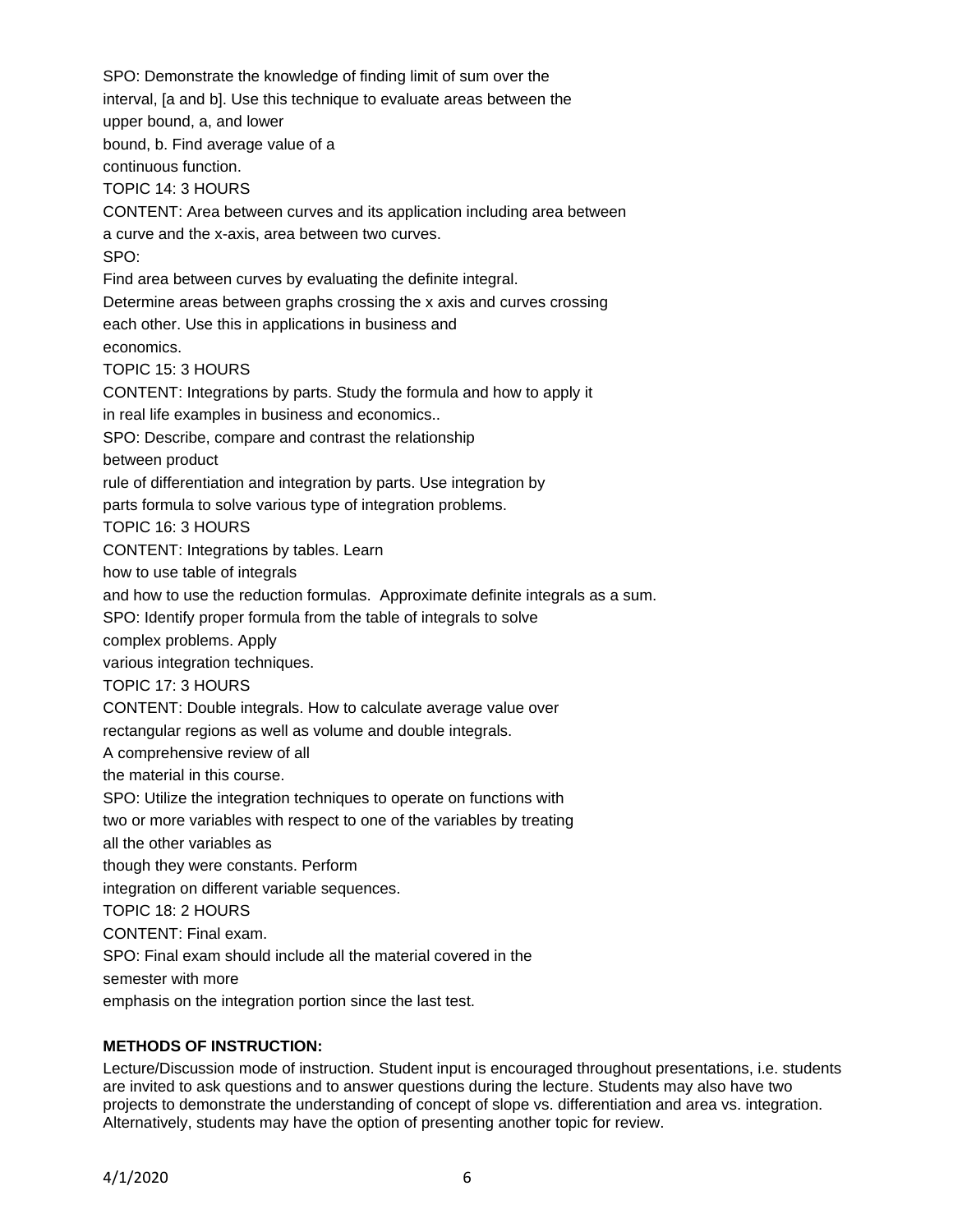SPO: Demonstrate the knowledge of finding limit of sum over the interval, [a and b]. Use this technique to evaluate areas between the upper bound, a, and lower bound, b. Find average value of a continuous function.

TOPIC 14: 3 HOURS

CONTENT: Area between curves and its application including area between a curve and the x-axis, area between two curves.

SPO:

Find area between curves by evaluating the definite integral.

Determine areas between graphs crossing the x axis and curves crossing each other. Use this in applications in business and economics.

TOPIC 15: 3 HOURS

CONTENT: Integrations by parts. Study the formula and how to apply it in real life examples in business and economics..

SPO: Describe, compare and contrast the relationship between product rule of differentiation and integration by parts. Use integration by parts formula to solve various type of integration problems.

TOPIC 16: 3 HOURS

CONTENT: Integrations by tables. Learn how to use table of integrals and how to use the reduction formulas. Approximate definite integrals as a sum.

SPO: Identify proper formula from the table of integrals to solve complex problems. Apply various integration techniques.

TOPIC 17: 3 HOURS

CONTENT: Double integrals. How to calculate average value over rectangular regions as well as volume and double integrals.

A comprehensive review of all the material in this course.

SPO: Utilize the integration techniques to operate on functions with two or more variables with respect to one of the variables by treating all the other variables as though they were constants. Perform integration on different variable sequences.

TOPIC 18: 2 HOURS

CONTENT: Final exam.

SPO: Final exam should include all the material covered in the semester with more emphasis on the integration portion since the last test.

**METHODS OF INSTRUCTION:**

Lecture/Discussion mode of instruction. Student input is encouraged throughout presentations, i.e. students are invited to ask questions and to answer questions during the lecture. Students may also have two projects to demonstrate the understanding of concept of slope vs. differentiation and area vs. integration. Alternatively, students may have the option of presenting another topic for review.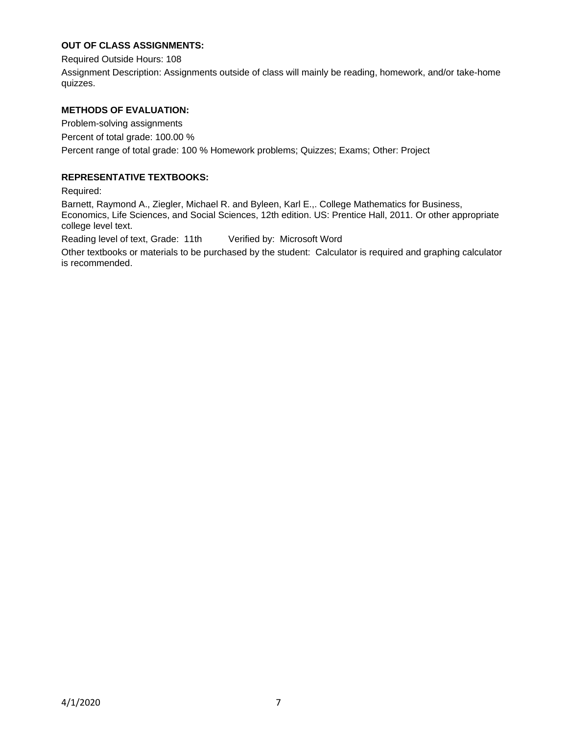**OUT OF CLASS ASSIGNMENTS:**

Required Outside Hours: 108

Assignment Description: Assignments outside of class will mainly be reading, homework, and/or take-home quizzes.

**METHODS OF EVALUATION:**

Problem-solving assignments

Percent of total grade: 100.00 %

Percent range of total grade: 100 % Homework problems; Quizzes; Exams; Other: Project

**REPRESENTATIVE TEXTBOOKS:**

Required:

Barnett, Raymond A., Ziegler, Michael R. and Byleen, Karl E.,. College Mathematics for Business, Economics, Life Sciences, and Social Sciences, 12th edition. US: Prentice Hall, 2011. Or other appropriate college level text.

Reading level of text, Grade: 11th Verified by: Microsoft Word

Other textbooks or materials to be purchased by the student: Calculator is required and graphing calculator is recommended.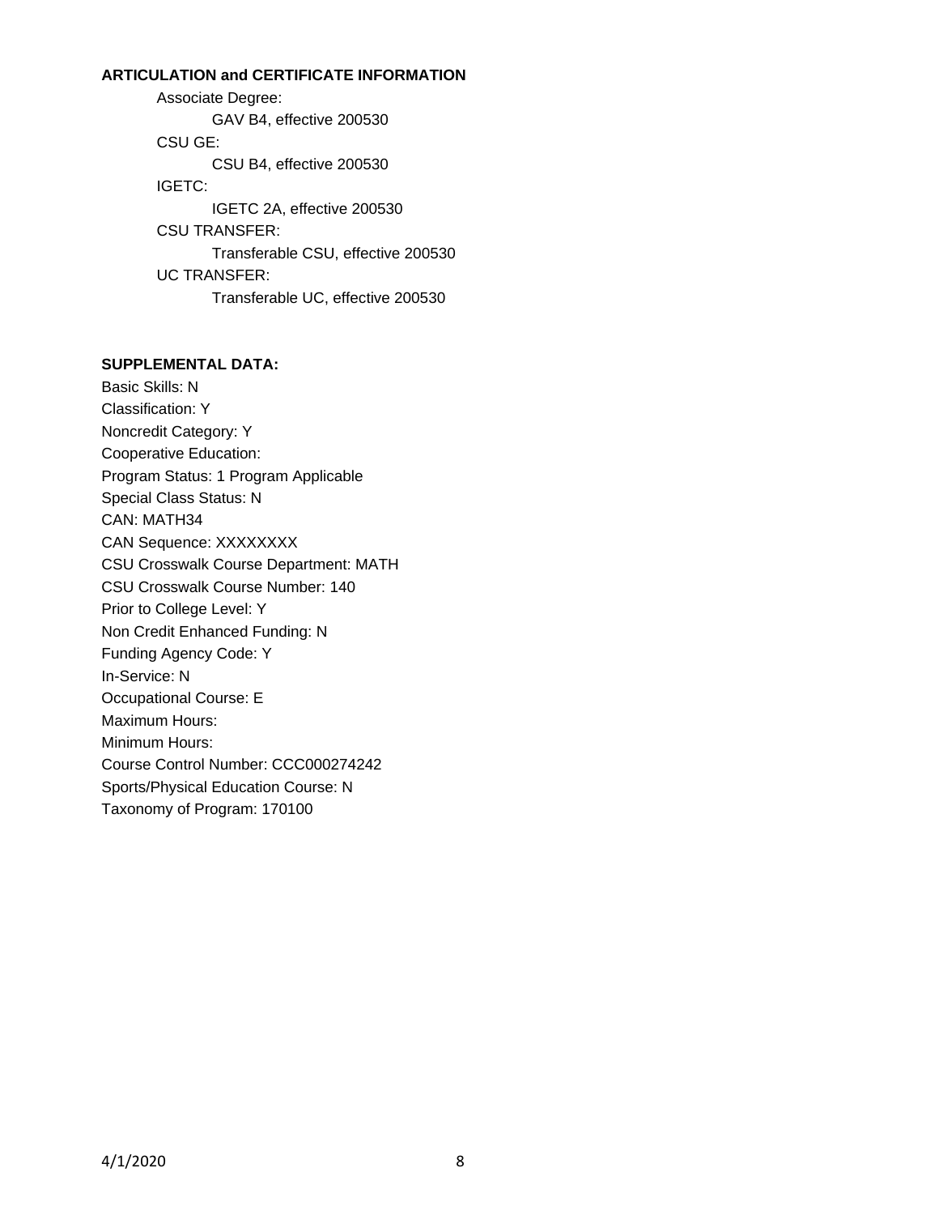**ARTICULATION and CERTIFICATE INFORMATION**

Associate Degree:
- GAV B4, effective 200530

CSU GE:
- CSU B4, effective 200530

IGETC:
- IGETC 2A, effective 200530

CSU TRANSFER:
- Transferable CSU, effective 200530

UC TRANSFER:
- Transferable UC, effective 200530

**SUPPLEMENTAL DATA:**

Basic Skills: N
Classification: Y
Noncredit Category: Y
Cooperative Education:
Program Status: 1 Program Applicable
Special Class Status: N
CAN: MATH34
CAN Sequence: XXXXXXXX
CSU Crosswalk Course Department: MATH
CSU Crosswalk Course Number: 140
Prior to College Level: Y
Non Credit Enhanced Funding: N
Funding Agency Code: Y
In-Service: N
Occupational Course: E
Maximum Hours:
Minimum Hours:
Course Control Number: CCC000274242
Sports/Physical Education Course: N
Taxonomy of Program: 170100